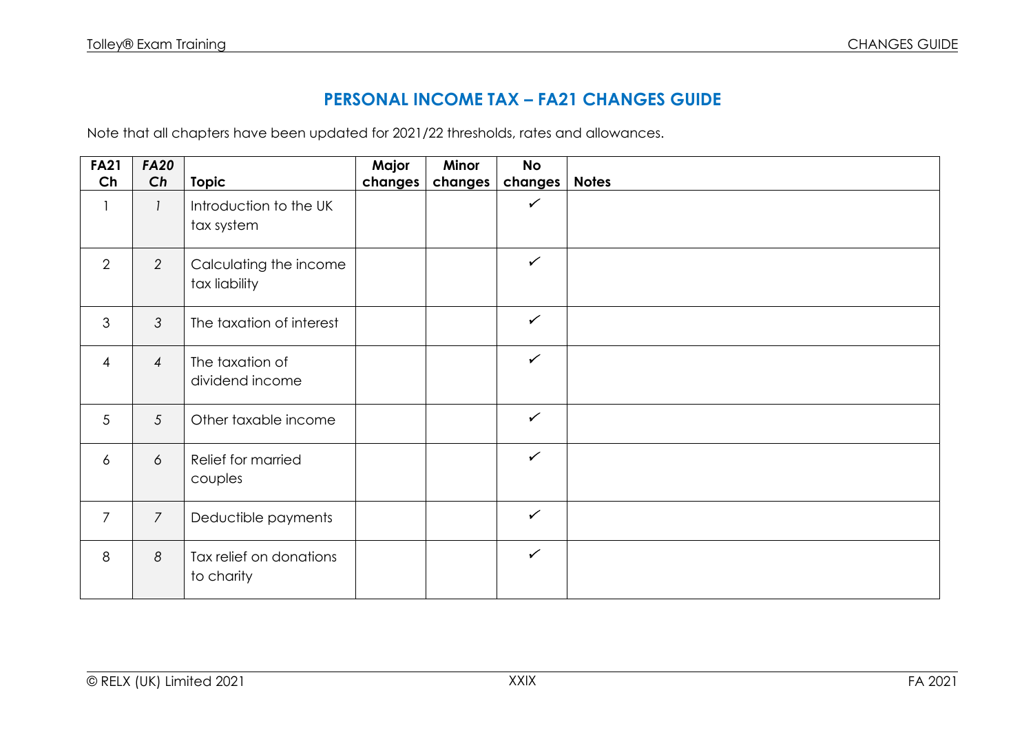# PERSONAL INCOME TAX – FA21 CHANGES GUIDE

Note that all chapters have been updated for 2021/22 thresholds, rates and allowances.

| FA21 Ch | *FA20 Ch* | Topic | Major changes | Minor changes | No changes | Notes |
|---|---|---|---|---|---|---|
| 1 | *1* | Introduction to the UK tax system | | | ✓ | |
| 2 | *2* | Calculating the income tax liability | | | ✓ | |
| 3 | *3* | The taxation of interest | | | ✓ | |
| 4 | *4* | The taxation of dividend income | | | ✓ | |
| 5 | *5* | Other taxable income | | | ✓ | |
| 6 | *6* | Relief for married couples | | | ✓ | |
| 7 | *7* | Deductible payments | | | ✓ | |
| 8 | *8* | Tax relief on donations to charity | | | ✓ | |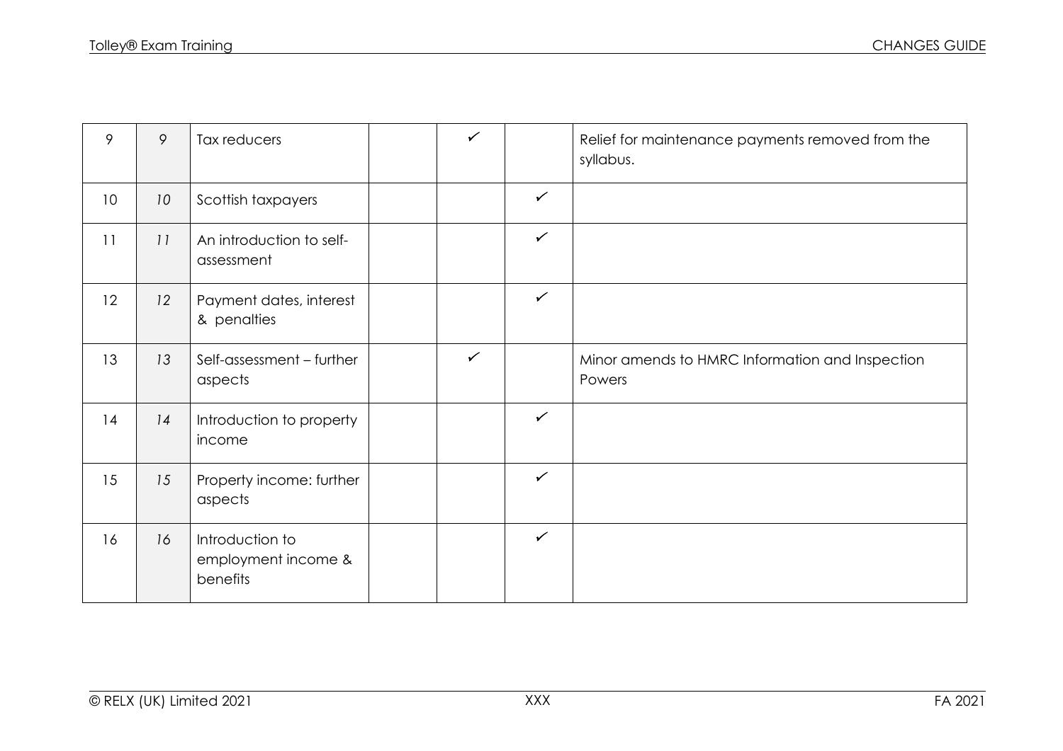| | | | | | | |
|---|---|---|---|---|---|---|
| 9 | *9* | Tax reducers | | ✓ | | Relief for maintenance payments removed from the syllabus. |
| 10 | *10* | Scottish taxpayers | | | ✓ | |
| 11 | *11* | An introduction to self-assessment | | | ✓ | |
| 12 | *12* | Payment dates, interest & penalties | | | ✓ | |
| 13 | *13* | Self-assessment – further aspects | | ✓ | | Minor amends to HMRC Information and Inspection Powers |
| 14 | *14* | Introduction to property income | | | ✓ | |
| 15 | *15* | Property income: further aspects | | | ✓ | |
| 16 | *16* | Introduction to employment income & benefits | | | ✓ | |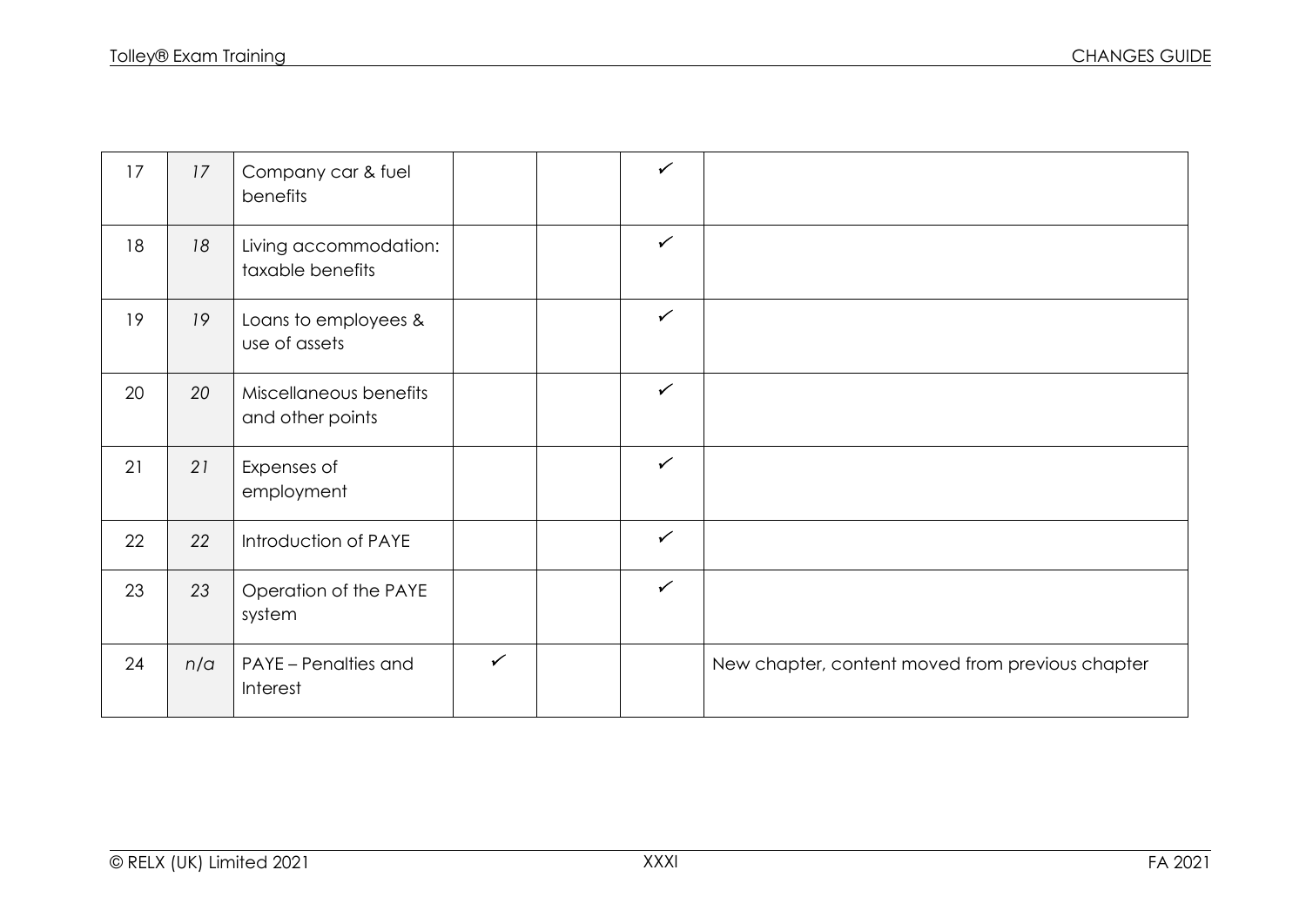| 17 | *17* | Company car & fuel benefits | | | ✓ | |
|---|---|---|---|---|---|---|
| 18 | *18* | Living accommodation: taxable benefits | | | ✓ | |
| 19 | *19* | Loans to employees & use of assets | | | ✓ | |
| 20 | *20* | Miscellaneous benefits and other points | | | ✓ | |
| 21 | *21* | Expenses of employment | | | ✓ | |
| 22 | *22* | Introduction of PAYE | | | ✓ | |
| 23 | *23* | Operation of the PAYE system | | | ✓ | |
| 24 | *n/a* | PAYE – Penalties and Interest | ✓ | | | New chapter, content moved from previous chapter |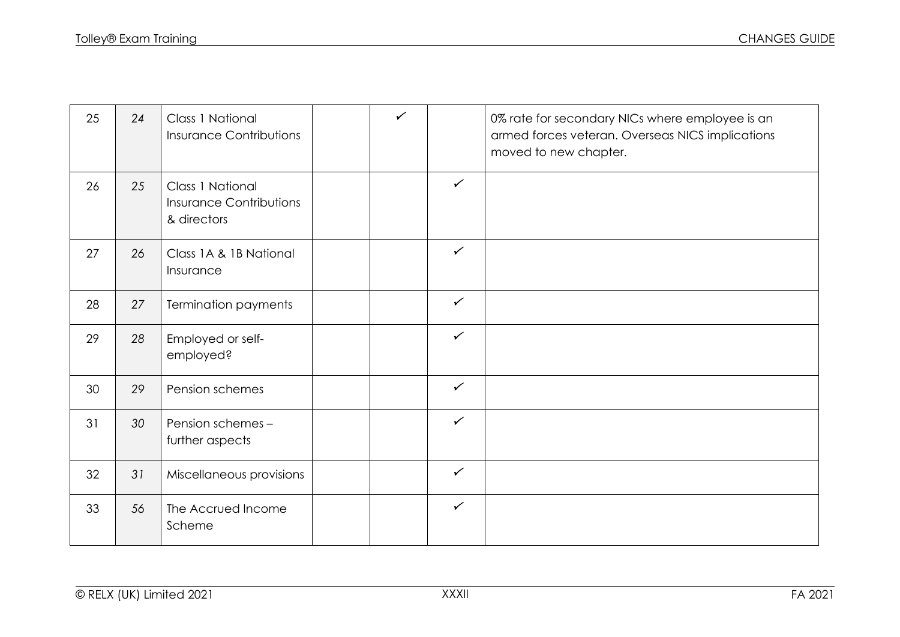| 25 | 24 | Class 1 National Insurance Contributions | | ✓ | | 0% rate for secondary NICs where employee is an armed forces veteran. Overseas NICS implications moved to new chapter. |
|---|---|---|---|---|---|---|
| 26 | 25 | Class 1 National Insurance Contributions & directors | | | ✓ | |
| 27 | 26 | Class 1A & 1B National Insurance | | | ✓ | |
| 28 | 27 | Termination payments | | | ✓ | |
| 29 | 28 | Employed or self-employed? | | | ✓ | |
| 30 | 29 | Pension schemes | | | ✓ | |
| 31 | 30 | Pension schemes – further aspects | | | ✓ | |
| 32 | 31 | Miscellaneous provisions | | | ✓ | |
| 33 | 56 | The Accrued Income Scheme | | | ✓ | |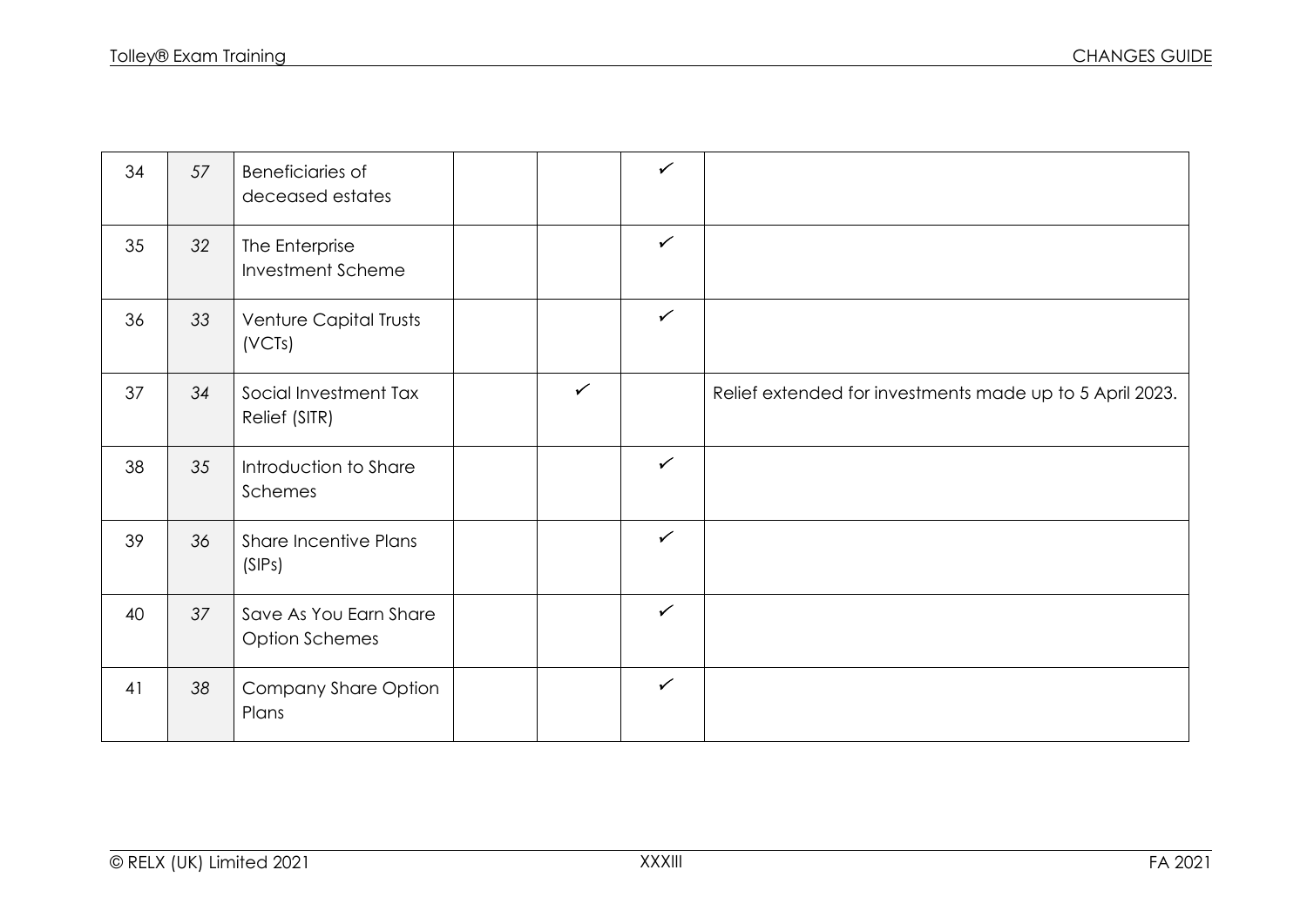| | | | | | | |
|---|---|---|---|---|---|---|
| 34 | 57 | Beneficiaries of deceased estates | | | ✓ | |
| 35 | 32 | The Enterprise Investment Scheme | | | ✓ | |
| 36 | 33 | Venture Capital Trusts (VCTs) | | | ✓ | |
| 37 | 34 | Social Investment Tax Relief (SITR) | | ✓ | | Relief extended for investments made up to 5 April 2023. |
| 38 | 35 | Introduction to Share Schemes | | | ✓ | |
| 39 | 36 | Share Incentive Plans (SIPs) | | | ✓ | |
| 40 | 37 | Save As You Earn Share Option Schemes | | | ✓ | |
| 41 | 38 | Company Share Option Plans | | | ✓ | |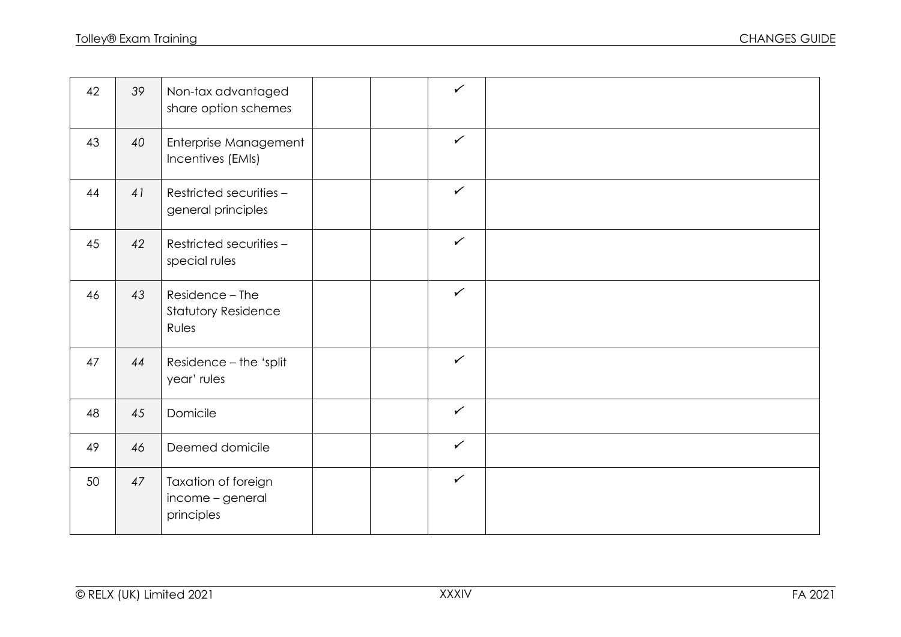| | | | | | | |
|---|---|---|---|---|---|---|
| 42 | 39 | Non-tax advantaged share option schemes | | | ✓ | |
| 43 | 40 | Enterprise Management Incentives (EMIs) | | | ✓ | |
| 44 | 41 | Restricted securities – general principles | | | ✓ | |
| 45 | 42 | Restricted securities – special rules | | | ✓ | |
| 46 | 43 | Residence – The Statutory Residence Rules | | | ✓ | |
| 47 | 44 | Residence – the 'split year' rules | | | ✓ | |
| 48 | 45 | Domicile | | | ✓ | |
| 49 | 46 | Deemed domicile | | | ✓ | |
| 50 | 47 | Taxation of foreign income – general principles | | | ✓ | |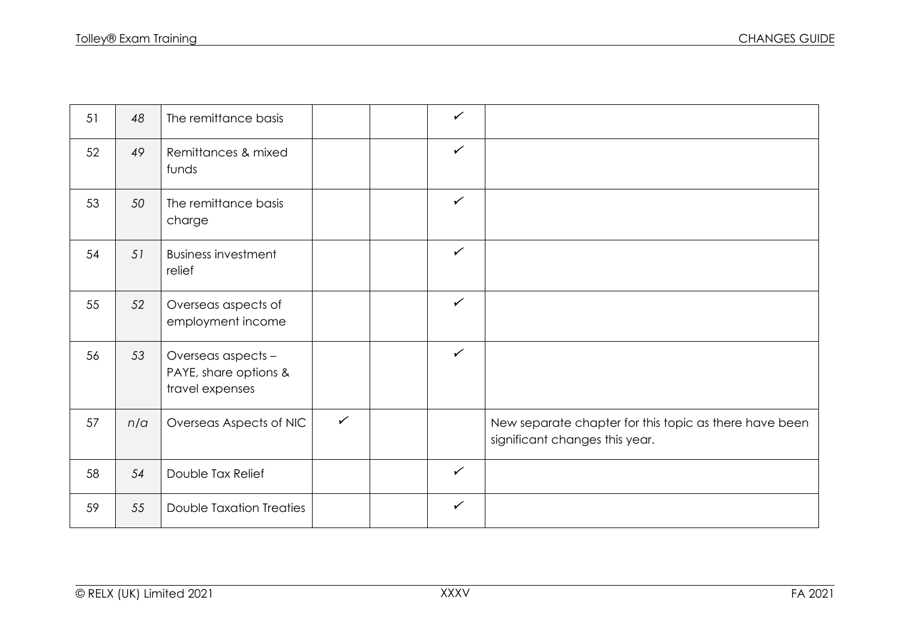| 51 | 48 | The remittance basis | | | ✓ | |
|---|---|---|---|---|---|---|
| 52 | 49 | Remittances & mixed funds | | | ✓ | |
| 53 | 50 | The remittance basis charge | | | ✓ | |
| 54 | 51 | Business investment relief | | | ✓ | |
| 55 | 52 | Overseas aspects of employment income | | | ✓ | |
| 56 | 53 | Overseas aspects – PAYE, share options & travel expenses | | | ✓ | |
| 57 | n/a | Overseas Aspects of NIC | ✓ | | | New separate chapter for this topic as there have been significant changes this year. |
| 58 | 54 | Double Tax Relief | | | ✓ | |
| 59 | 55 | Double Taxation Treaties | | | ✓ | |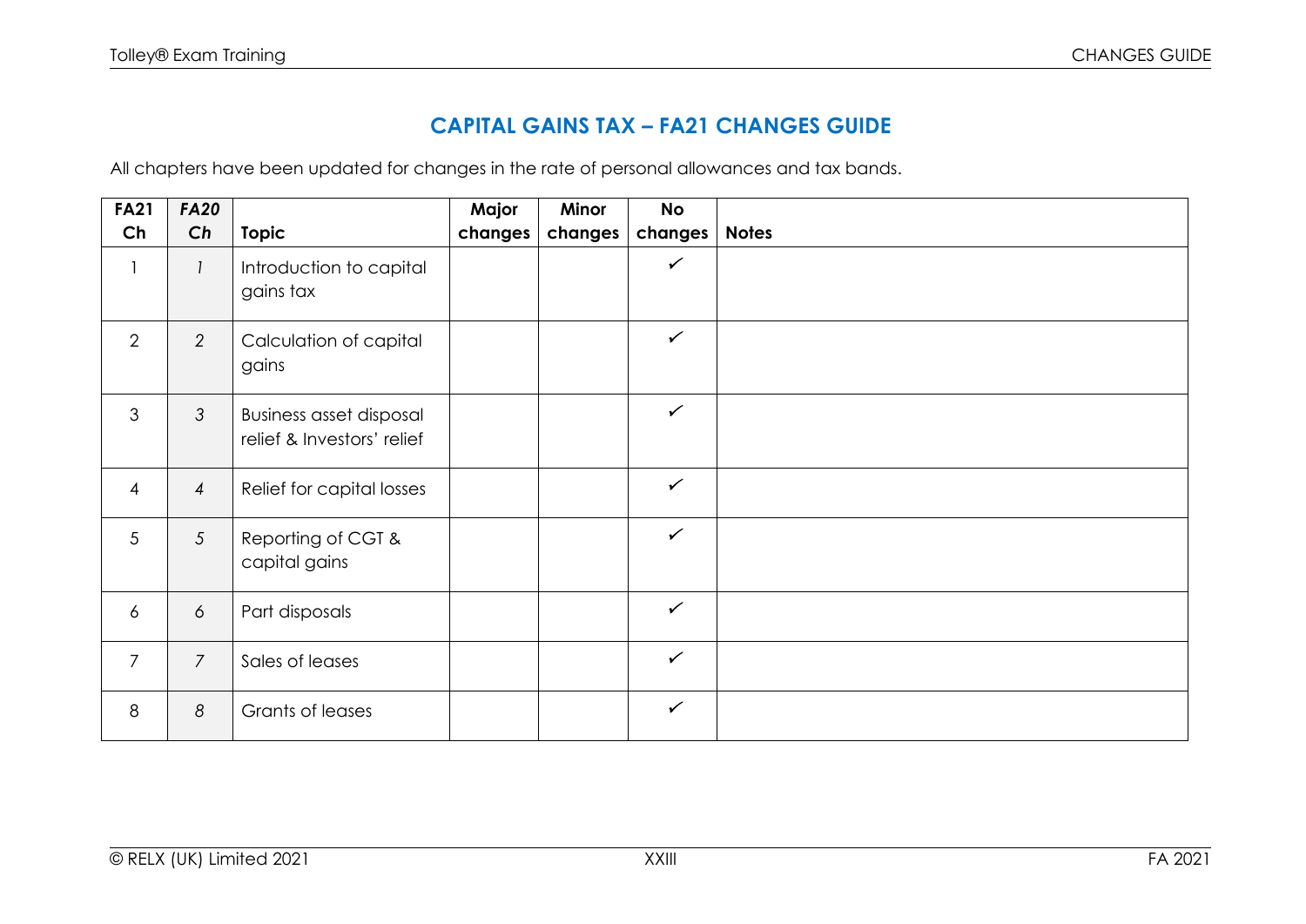## CAPITAL GAINS TAX – FA21 CHANGES GUIDE

All chapters have been updated for changes in the rate of personal allowances and tax bands.

| FA21 Ch | *FA20 Ch* | Topic | Major changes | Minor changes | No changes | Notes |
|---|---|---|---|---|---|---|
| 1 | *1* | Introduction to capital gains tax | | | ✓ | |
| 2 | *2* | Calculation of capital gains | | | ✓ | |
| 3 | *3* | Business asset disposal relief & Investors' relief | | | ✓ | |
| 4 | *4* | Relief for capital losses | | | ✓ | |
| 5 | *5* | Reporting of CGT & capital gains | | | ✓ | |
| 6 | *6* | Part disposals | | | ✓ | |
| 7 | *7* | Sales of leases | | | ✓ | |
| 8 | *8* | Grants of leases | | | ✓ | |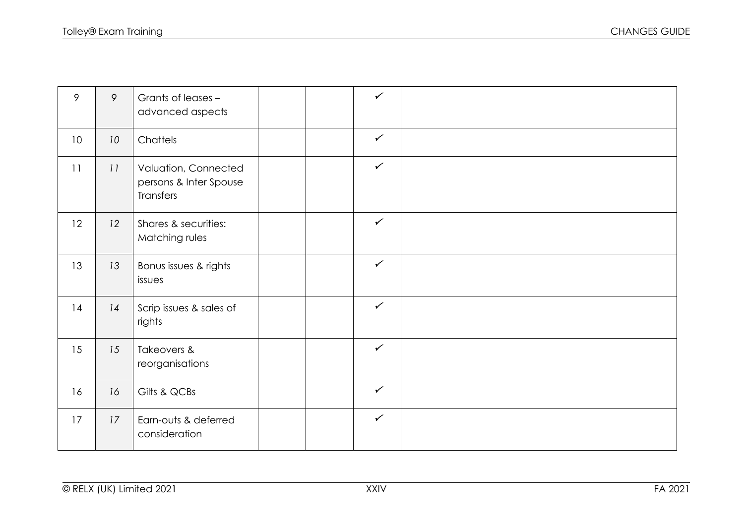| | | | | | | |
|---|---|---|---|---|---|---|
| 9 | *9* | Grants of leases – advanced aspects | | | ✓ | |
| 10 | *10* | Chattels | | | ✓ | |
| 11 | *11* | Valuation, Connected persons & Inter Spouse Transfers | | | ✓ | |
| 12 | *12* | Shares & securities: Matching rules | | | ✓ | |
| 13 | *13* | Bonus issues & rights issues | | | ✓ | |
| 14 | *14* | Scrip issues & sales of rights | | | ✓ | |
| 15 | *15* | Takeovers & reorganisations | | | ✓ | |
| 16 | *16* | Gilts & QCBs | | | ✓ | |
| 17 | *17* | Earn-outs & deferred consideration | | | ✓ | |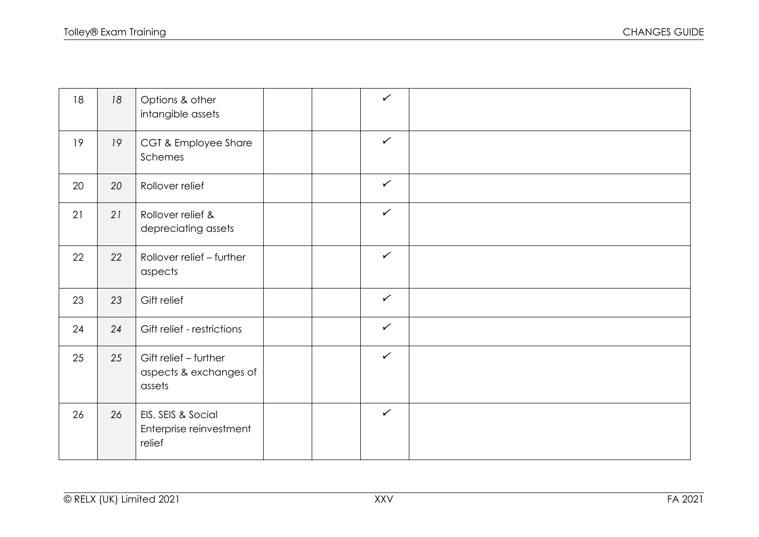| | | | | | | |
|---|---|---|---|---|---|---|
| 18 | *18* | Options & other intangible assets | | | ✓ | |
| 19 | *19* | CGT & Employee Share Schemes | | | ✓ | |
| 20 | *20* | Rollover relief | | | ✓ | |
| 21 | *21* | Rollover relief & depreciating assets | | | ✓ | |
| 22 | *22* | Rollover relief – further aspects | | | ✓ | |
| 23 | *23* | Gift relief | | | ✓ | |
| 24 | *24* | Gift relief - restrictions | | | ✓ | |
| 25 | *25* | Gift relief – further aspects & exchanges of assets | | | ✓ | |
| 26 | *26* | EIS, SEIS & Social Enterprise reinvestment relief | | | ✓ | |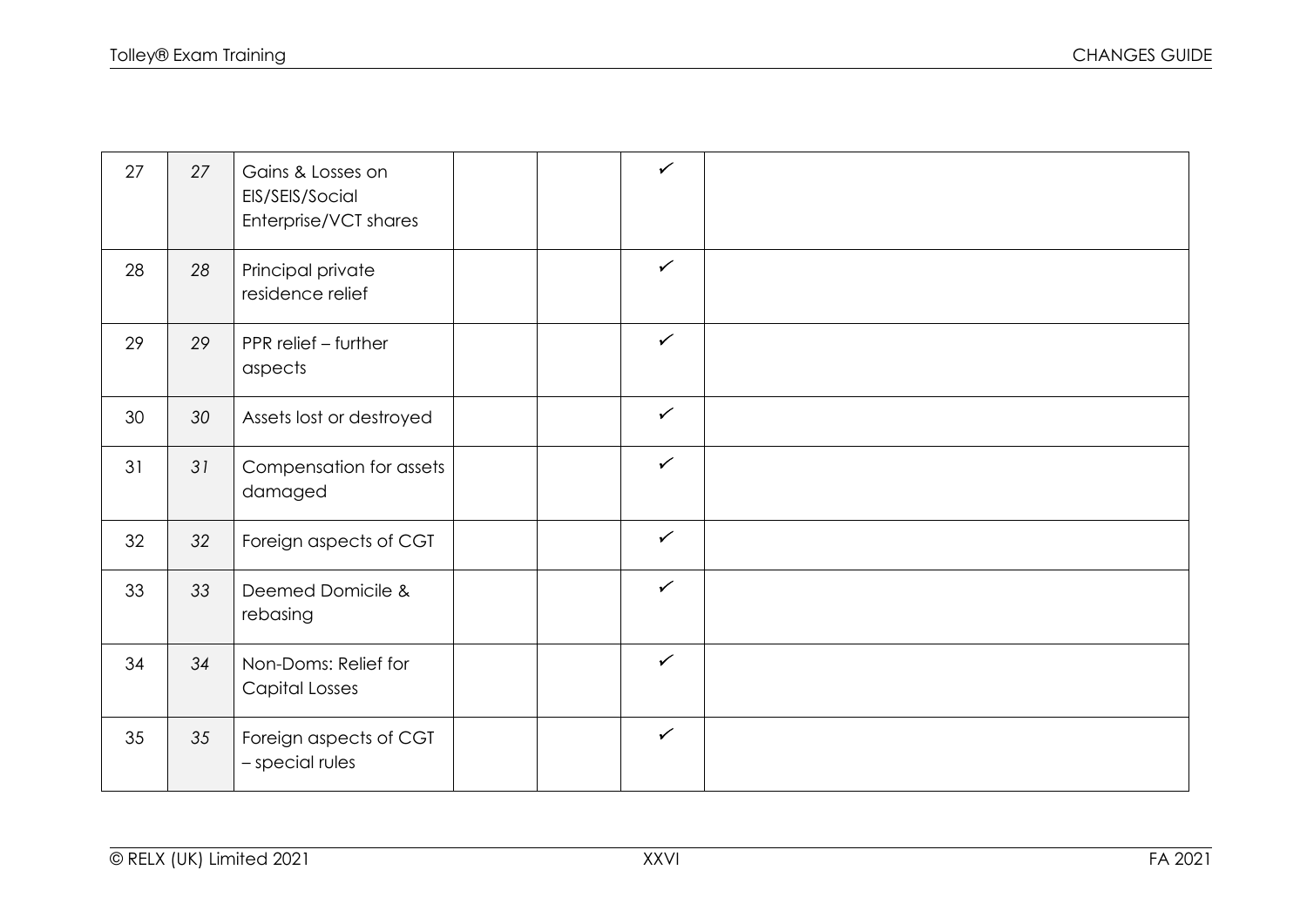| | | | | | | |
|---|---|---|---|---|---|---|
| 27 | 27 | Gains & Losses on EIS/SEIS/Social Enterprise/VCT shares | | | ✓ | |
| 28 | 28 | Principal private residence relief | | | ✓ | |
| 29 | 29 | PPR relief – further aspects | | | ✓ | |
| 30 | 30 | Assets lost or destroyed | | | ✓ | |
| 31 | 31 | Compensation for assets damaged | | | ✓ | |
| 32 | 32 | Foreign aspects of CGT | | | ✓ | |
| 33 | 33 | Deemed Domicile & rebasing | | | ✓ | |
| 34 | 34 | Non-Doms: Relief for Capital Losses | | | ✓ | |
| 35 | 35 | Foreign aspects of CGT – special rules | | | ✓ | |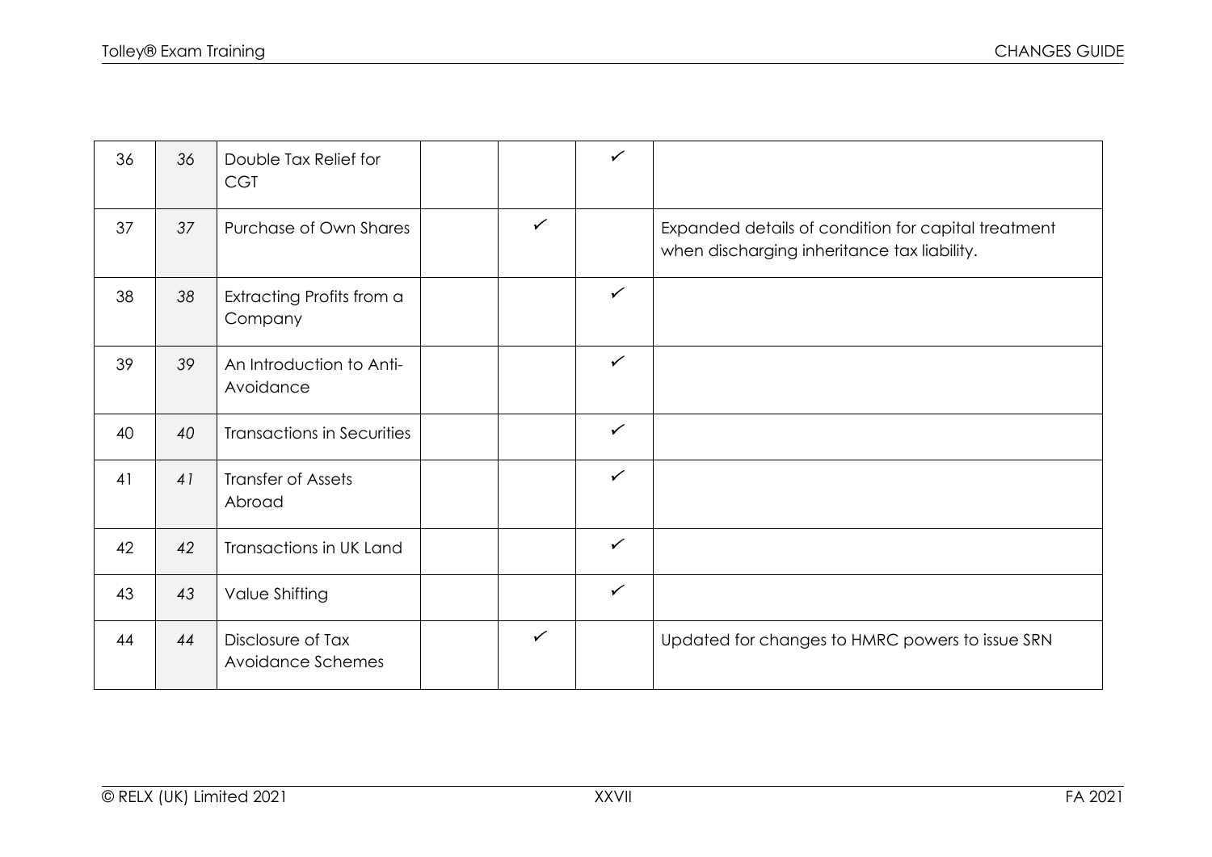| | | | | | | |
|---|---|---|---|---|---|---|
| 36 | *36* | Double Tax Relief for CGT | | | ✓ | |
| 37 | *37* | Purchase of Own Shares | | ✓ | | Expanded details of condition for capital treatment when discharging inheritance tax liability. |
| 38 | *38* | Extracting Profits from a Company | | | ✓ | |
| 39 | *39* | An Introduction to Anti-Avoidance | | | ✓ | |
| 40 | *40* | Transactions in Securities | | | ✓ | |
| 41 | *41* | Transfer of Assets Abroad | | | ✓ | |
| 42 | *42* | Transactions in UK Land | | | ✓ | |
| 43 | *43* | Value Shifting | | | ✓ | |
| 44 | *44* | Disclosure of Tax Avoidance Schemes | | ✓ | | Updated for changes to HMRC powers to issue SRN |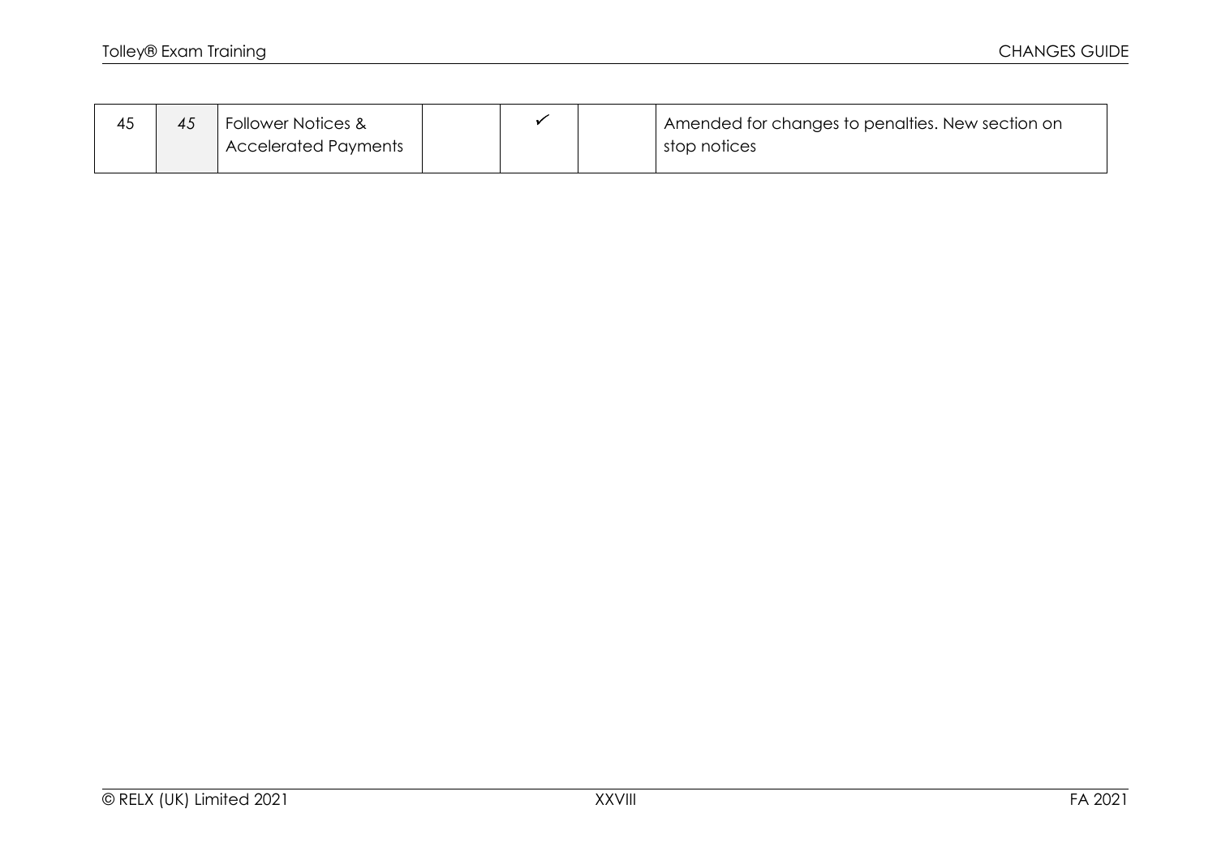| | | | | | | |
|---|---|---|---|---|---|---|
| 45 | *45* | Follower Notices & Accelerated Payments | | ✓ | | Amended for changes to penalties. New section on stop notices |